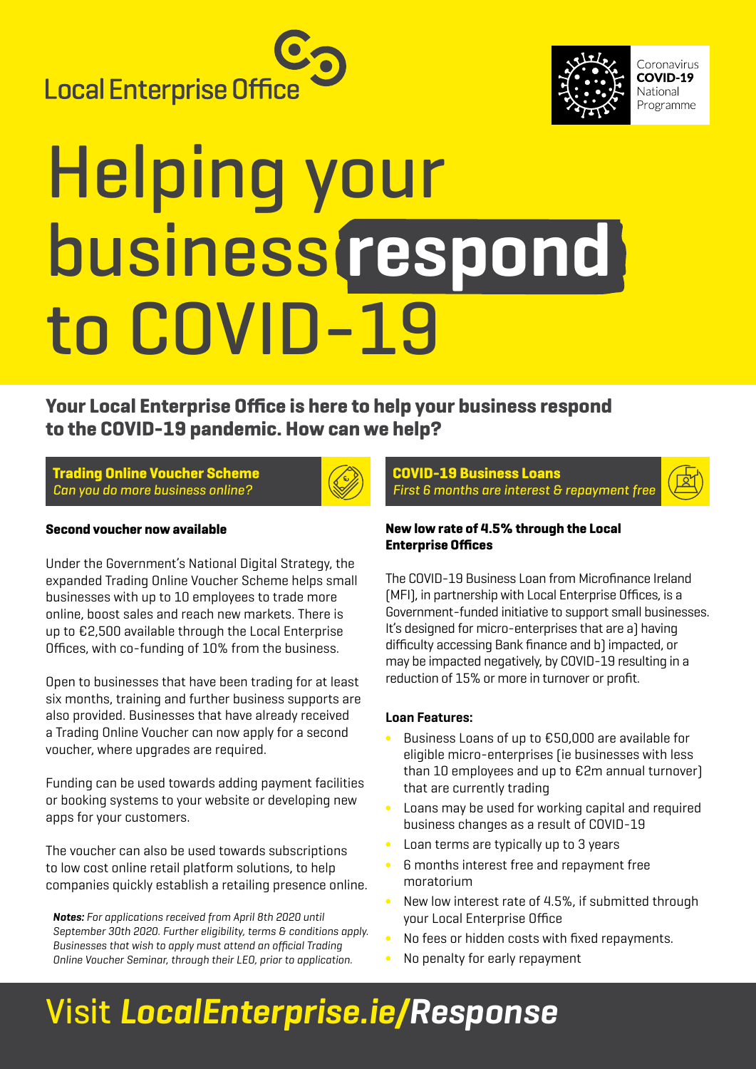Local Enterprise Office

Coronavirus
**COVID-19**
National
Programme

# Helping your business **respond** to COVID-19

## Your Local Enterprise Office is here to help your business respond to the COVID-19 pandemic. How can we help?

### Trading Online Voucher Scheme

*Can you do more business online?*

**Second voucher now available**

Under the Government's National Digital Strategy, the expanded Trading Online Voucher Scheme helps small businesses with up to 10 employees to trade more online, boost sales and reach new markets. There is up to €2,500 available through the Local Enterprise Offices, with co-funding of 10% from the business.

Open to businesses that have been trading for at least six months, training and further business supports are also provided. Businesses that have already received a Trading Online Voucher can now apply for a second voucher, where upgrades are required.

Funding can be used towards adding payment facilities or booking systems to your website or developing new apps for your customers.

The voucher can also be used towards subscriptions to low cost online retail platform solutions, to help companies quickly establish a retailing presence online.

***Notes:*** *For applications received from April 8th 2020 until September 30th 2020. Further eligibility, terms & conditions apply. Businesses that wish to apply must attend an official Trading Online Voucher Seminar, through their LEO, prior to application.*

### COVID-19 Business Loans

*First 6 months are interest & repayment free*

**New low rate of 4.5% through the Local Enterprise Offices**

The COVID-19 Business Loan from Microfinance Ireland (MFI), in partnership with Local Enterprise Offices, is a Government-funded initiative to support small businesses. It's designed for micro-enterprises that are a) having difficulty accessing Bank finance and b) impacted, or may be impacted negatively, by COVID-19 resulting in a reduction of 15% or more in turnover or profit.

**Loan Features:**

- Business Loans of up to €50,000 are available for eligible micro-enterprises (ie businesses with less than 10 employees and up to €2m annual turnover) that are currently trading
- Loans may be used for working capital and required business changes as a result of COVID-19
- Loan terms are typically up to 3 years
- 6 months interest free and repayment free moratorium
- New low interest rate of 4.5%, if submitted through your Local Enterprise Office
- No fees or hidden costs with fixed repayments.
- No penalty for early repayment

## Visit ***LocalEnterprise.ie/Response***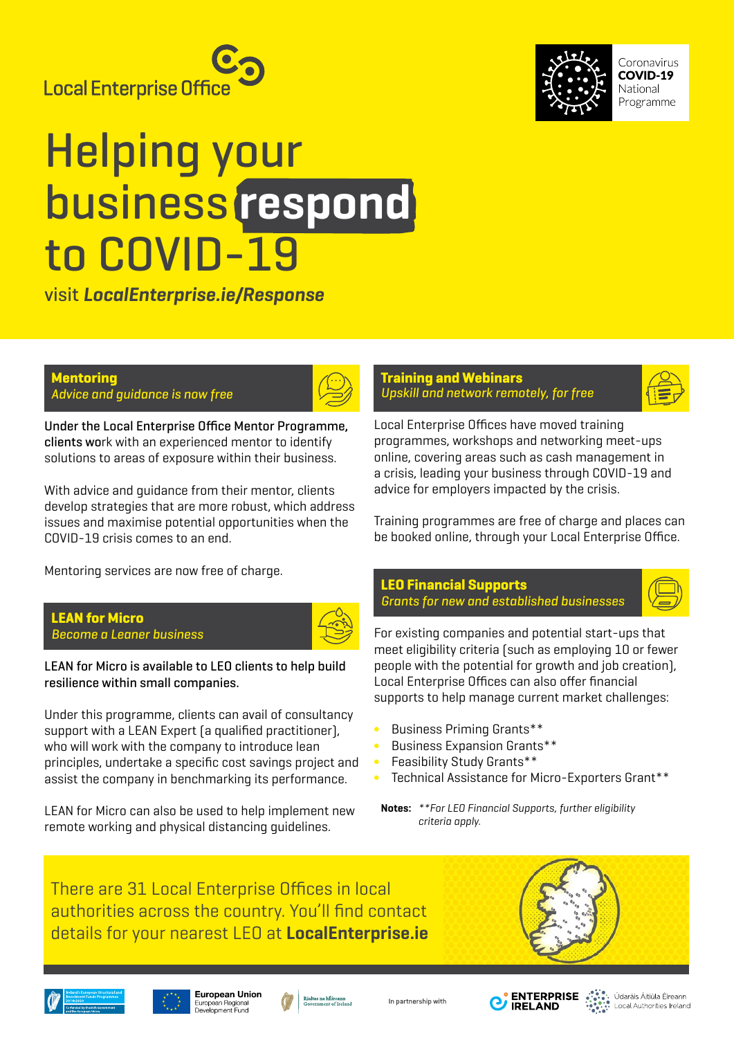Local Enterprise Office

Coronavirus **COVID-19** National Programme

# Helping your business **respond** to COVID-19

visit ***LocalEnterprise.ie/Response***

## Mentoring

*Advice and guidance is now free*

Under the Local Enterprise Office Mentor Programme, clients work with an experienced mentor to identify solutions to areas of exposure within their business.

With advice and guidance from their mentor, clients develop strategies that are more robust, which address issues and maximise potential opportunities when the COVID-19 crisis comes to an end.

Mentoring services are now free of charge.

## LEAN for Micro

*Become a Leaner business*

LEAN for Micro is available to LEO clients to help build resilience within small companies.

Under this programme, clients can avail of consultancy support with a LEAN Expert (a qualified practitioner), who will work with the company to introduce lean principles, undertake a specific cost savings project and assist the company in benchmarking its performance.

LEAN for Micro can also be used to help implement new remote working and physical distancing guidelines.

## Training and Webinars

*Upskill and network remotely, for free*

Local Enterprise Offices have moved training programmes, workshops and networking meet-ups online, covering areas such as cash management in a crisis, leading your business through COVID-19 and advice for employers impacted by the crisis.

Training programmes are free of charge and places can be booked online, through your Local Enterprise Office.

## LEO Financial Supports

*Grants for new and established businesses*

For existing companies and potential start-ups that meet eligibility criteria (such as employing 10 or fewer people with the potential for growth and job creation), Local Enterprise Offices can also offer financial supports to help manage current market challenges:

- Business Priming Grants**
- Business Expansion Grants**
- Feasibility Study Grants**
- Technical Assistance for Micro-Exporters Grant**

**Notes:** *For LEO Financial Supports, further eligibility criteria apply.*

There are 31 Local Enterprise Offices in local authorities across the country. You'll find contact details for your nearest LEO at **LocalEnterprise.ie**

European Union European Regional Development Fund

Rialtas na hÉireann Government of Ireland

In partnership with

ENTERPRISE IRELAND

Údaráis Áitiúla Éireann Local Authorities Ireland